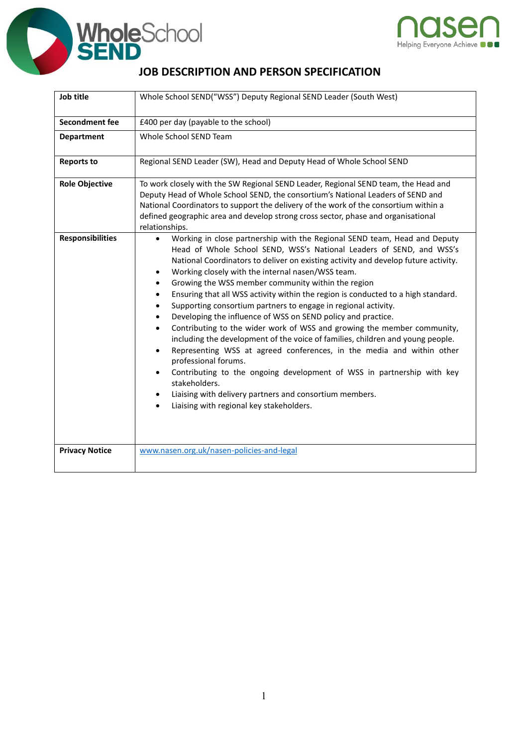# JOB DESCRIPTION AND PERSON SPECIFICATION

| | |
|---|---|
| **Job title** | Whole School SEND("WSS") Deputy Regional SEND Leader (South West) |
| **Secondment fee** | £400 per day (payable to the school) |
| **Department** | Whole School SEND Team |
| **Reports to** | Regional SEND Leader (SW), Head and Deputy Head of Whole School SEND |
| **Role Objective** | To work closely with the SW Regional SEND Leader, Regional SEND team, the Head and Deputy Head of Whole School SEND, the consortium's National Leaders of SEND and National Coordinators to support the delivery of the work of the consortium within a defined geographic area and develop strong cross sector, phase and organisational relationships. |
| **Responsibilities** | • Working in close partnership with the Regional SEND team, Head and Deputy Head of Whole School SEND, WSS's National Leaders of SEND, and WSS's National Coordinators to deliver on existing activity and develop future activity.<br>• Working closely with the internal nasen/WSS team.<br>• Growing the WSS member community within the region<br>• Ensuring that all WSS activity within the region is conducted to a high standard.<br>• Supporting consortium partners to engage in regional activity.<br>• Developing the influence of WSS on SEND policy and practice.<br>• Contributing to the wider work of WSS and growing the member community, including the development of the voice of families, children and young people.<br>• Representing WSS at agreed conferences, in the media and within other professional forums.<br>• Contributing to the ongoing development of WSS in partnership with key stakeholders.<br>• Liaising with delivery partners and consortium members.<br>• Liaising with regional key stakeholders. |
| **Privacy Notice** | www.nasen.org.uk/nasen-policies-and-legal |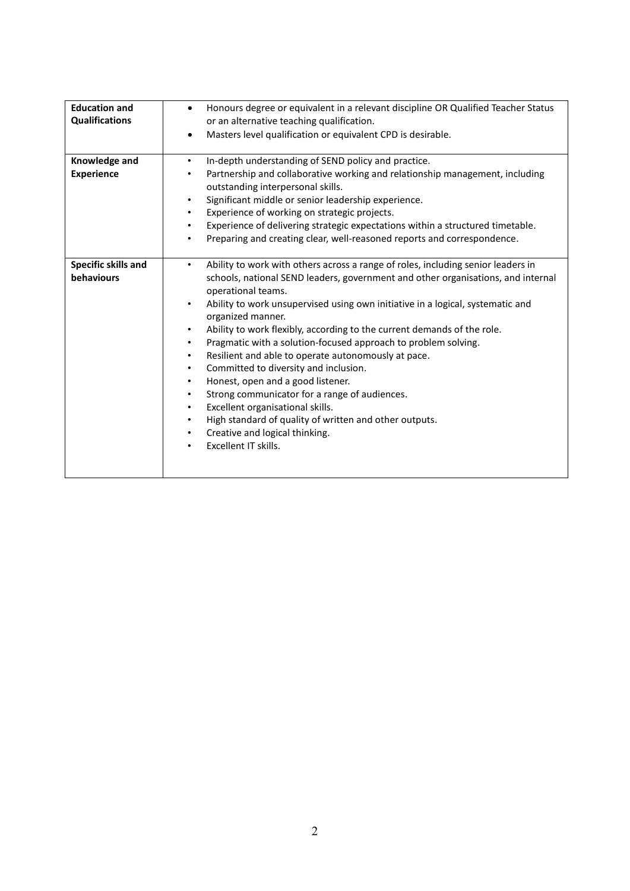| | |
|---|---|
| **Education and Qualifications** | • Honours degree or equivalent in a relevant discipline OR Qualified Teacher Status or an alternative teaching qualification.<br>• Masters level qualification or equivalent CPD is desirable. |
| **Knowledge and Experience** | • In-depth understanding of SEND policy and practice.<br>• Partnership and collaborative working and relationship management, including outstanding interpersonal skills.<br>• Significant middle or senior leadership experience.<br>• Experience of working on strategic projects.<br>• Experience of delivering strategic expectations within a structured timetable.<br>• Preparing and creating clear, well-reasoned reports and correspondence. |
| **Specific skills and behaviours** | • Ability to work with others across a range of roles, including senior leaders in schools, national SEND leaders, government and other organisations, and internal operational teams.<br>• Ability to work unsupervised using own initiative in a logical, systematic and organized manner.<br>• Ability to work flexibly, according to the current demands of the role.<br>• Pragmatic with a solution-focused approach to problem solving.<br>• Resilient and able to operate autonomously at pace.<br>• Committed to diversity and inclusion.<br>• Honest, open and a good listener.<br>• Strong communicator for a range of audiences.<br>• Excellent organisational skills.<br>• High standard of quality of written and other outputs.<br>• Creative and logical thinking.<br>• Excellent IT skills. |